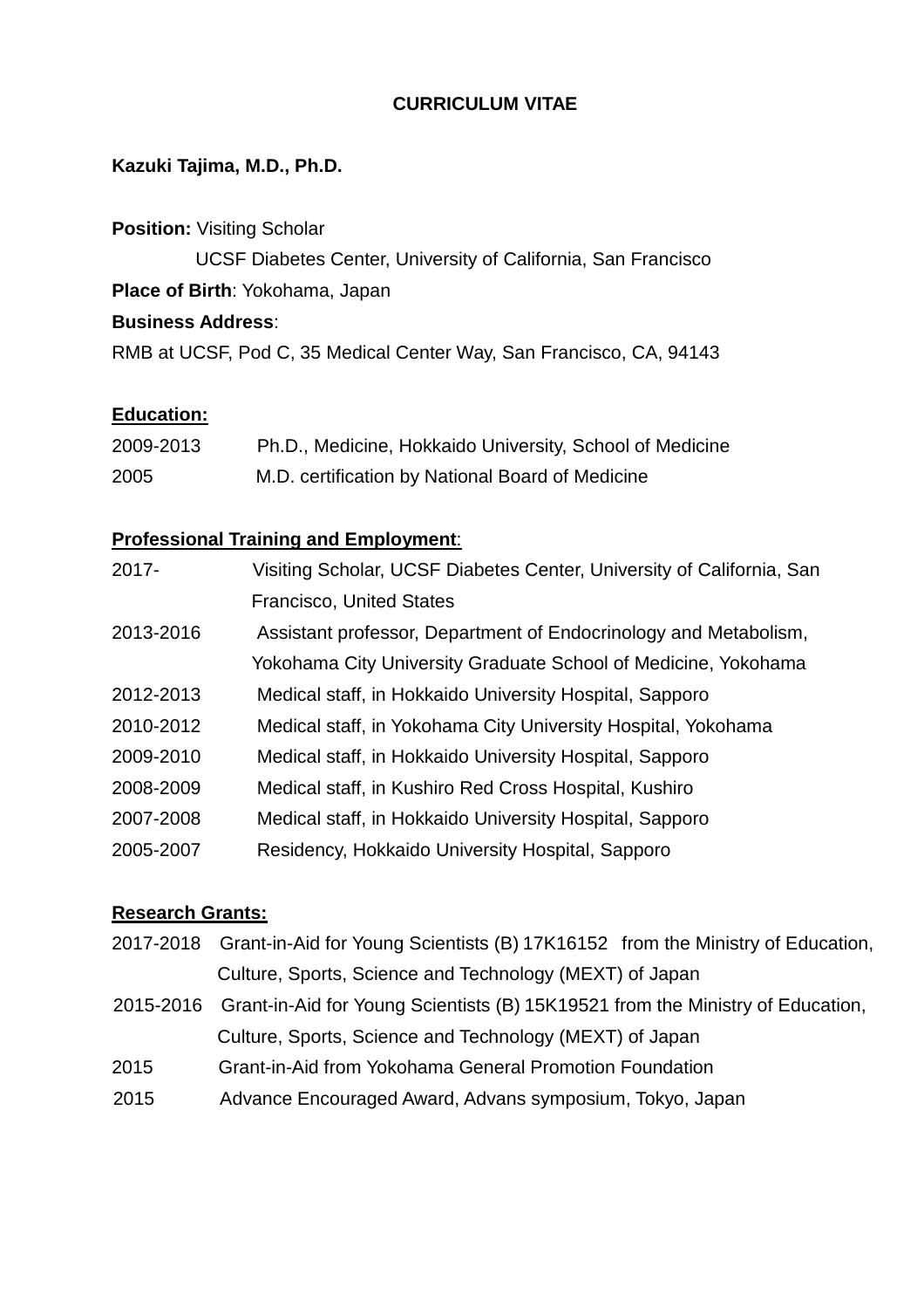# CURRICULUM VITAE

**Kazuki Tajima, M.D., Ph.D.**

**Position:** Visiting Scholar
UCSF Diabetes Center, University of California, San Francisco

**Place of Birth**: Yokohama, Japan

**Business Address**:
RMB at UCSF, Pod C, 35 Medical Center Way, San Francisco, CA, 94143

## Education:

2009-2013 Ph.D., Medicine, Hokkaido University, School of Medicine

2005 M.D. certification by National Board of Medicine

## Professional Training and Employment:

2017- Visiting Scholar, UCSF Diabetes Center, University of California, San Francisco, United States

2013-2016 Assistant professor, Department of Endocrinology and Metabolism, Yokohama City University Graduate School of Medicine, Yokohama

2012-2013 Medical staff, in Hokkaido University Hospital, Sapporo

2010-2012 Medical staff, in Yokohama City University Hospital, Yokohama

2009-2010 Medical staff, in Hokkaido University Hospital, Sapporo

2008-2009 Medical staff, in Kushiro Red Cross Hospital, Kushiro

2007-2008 Medical staff, in Hokkaido University Hospital, Sapporo

2005-2007 Residency, Hokkaido University Hospital, Sapporo

## Research Grants:

2017-2018 Grant-in-Aid for Young Scientists (B) 17K16152 from the Ministry of Education, Culture, Sports, Science and Technology (MEXT) of Japan

2015-2016 Grant-in-Aid for Young Scientists (B) 15K19521 from the Ministry of Education, Culture, Sports, Science and Technology (MEXT) of Japan

2015 Grant-in-Aid from Yokohama General Promotion Foundation

2015 Advance Encouraged Award, Advans symposium, Tokyo, Japan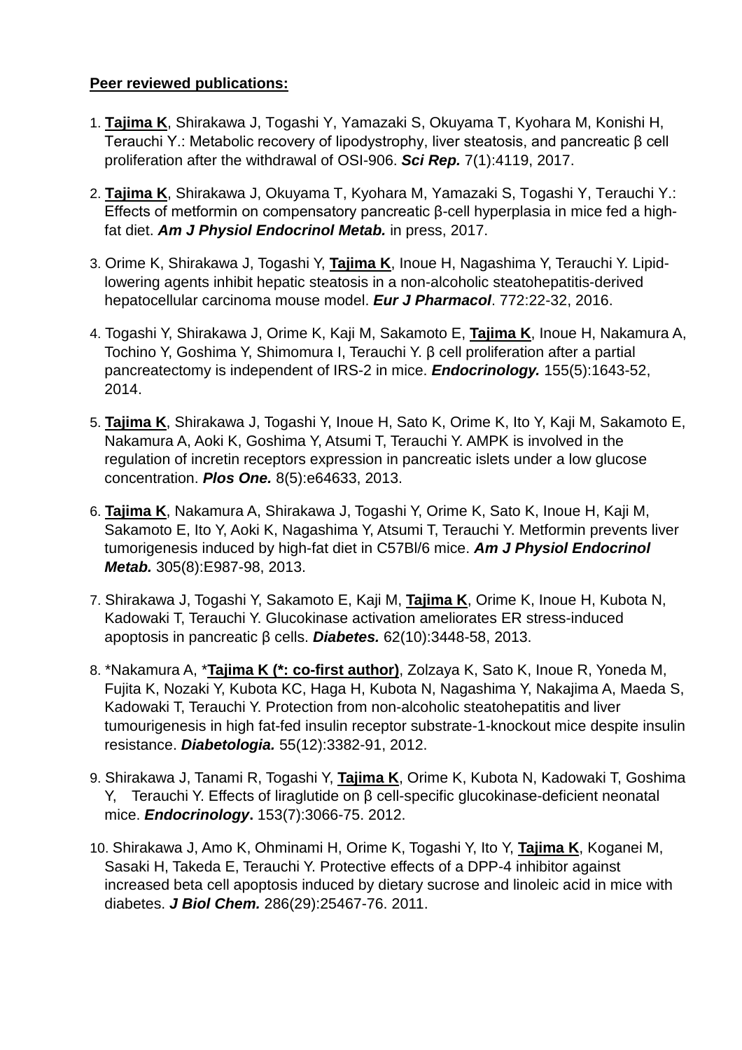**<u>Peer reviewed publications:</u>**

1. **<u>Tajima K</u>**, Shirakawa J, Togashi Y, Yamazaki S, Okuyama T, Kyohara M, Konishi H, Terauchi Y.: Metabolic recovery of lipodystrophy, liver steatosis, and pancreatic β cell proliferation after the withdrawal of OSI-906. ***Sci Rep.*** 7(1):4119, 2017.

2. **<u>Tajima K</u>**, Shirakawa J, Okuyama T, Kyohara M, Yamazaki S, Togashi Y, Terauchi Y.: Effects of metformin on compensatory pancreatic β-cell hyperplasia in mice fed a high-fat diet. ***Am J Physiol Endocrinol Metab.*** in press, 2017.

3. Orime K, Shirakawa J, Togashi Y, **<u>Tajima K</u>**, Inoue H, Nagashima Y, Terauchi Y. Lipid-lowering agents inhibit hepatic steatosis in a non-alcoholic steatohepatitis-derived hepatocellular carcinoma mouse model. ***Eur J Pharmacol***. 772:22-32, 2016.

4. Togashi Y, Shirakawa J, Orime K, Kaji M, Sakamoto E, **<u>Tajima K</u>**, Inoue H, Nakamura A, Tochino Y, Goshima Y, Shimomura I, Terauchi Y. β cell proliferation after a partial pancreatectomy is independent of IRS-2 in mice. ***Endocrinology.*** 155(5):1643-52, 2014.

5. **<u>Tajima K</u>**, Shirakawa J, Togashi Y, Inoue H, Sato K, Orime K, Ito Y, Kaji M, Sakamoto E, Nakamura A, Aoki K, Goshima Y, Atsumi T, Terauchi Y. AMPK is involved in the regulation of incretin receptors expression in pancreatic islets under a low glucose concentration. ***Plos One.*** 8(5):e64633, 2013.

6. **<u>Tajima K</u>**, Nakamura A, Shirakawa J, Togashi Y, Orime K, Sato K, Inoue H, Kaji M, Sakamoto E, Ito Y, Aoki K, Nagashima Y, Atsumi T, Terauchi Y. Metformin prevents liver tumorigenesis induced by high-fat diet in C57Bl/6 mice. ***Am J Physiol Endocrinol Metab.*** 305(8):E987-98, 2013.

7. Shirakawa J, Togashi Y, Sakamoto E, Kaji M, **<u>Tajima K</u>**, Orime K, Inoue H, Kubota N, Kadowaki T, Terauchi Y. Glucokinase activation ameliorates ER stress-induced apoptosis in pancreatic β cells. ***Diabetes.*** 62(10):3448-58, 2013.

8. *Nakamura A, ***<u>Tajima K (*: co-first author)</u>**, Zolzaya K, Sato K, Inoue R, Yoneda M, Fujita K, Nozaki Y, Kubota KC, Haga H, Kubota N, Nagashima Y, Nakajima A, Maeda S, Kadowaki T, Terauchi Y. Protection from non-alcoholic steatohepatitis and liver tumourigenesis in high fat-fed insulin receptor substrate-1-knockout mice despite insulin resistance. ***Diabetologia.*** 55(12):3382-91, 2012.

9. Shirakawa J, Tanami R, Togashi Y, **<u>Tajima K</u>**, Orime K, Kubota N, Kadowaki T, Goshima Y, Terauchi Y. Effects of liraglutide on β cell-specific glucokinase-deficient neonatal mice. ***Endocrinology*.** 153(7):3066-75. 2012.

10. Shirakawa J, Amo K, Ohminami H, Orime K, Togashi Y, Ito Y, **<u>Tajima K</u>**, Koganei M, Sasaki H, Takeda E, Terauchi Y. Protective effects of a DPP-4 inhibitor against increased beta cell apoptosis induced by dietary sucrose and linoleic acid in mice with diabetes. ***J Biol Chem.*** 286(29):25467-76. 2011.